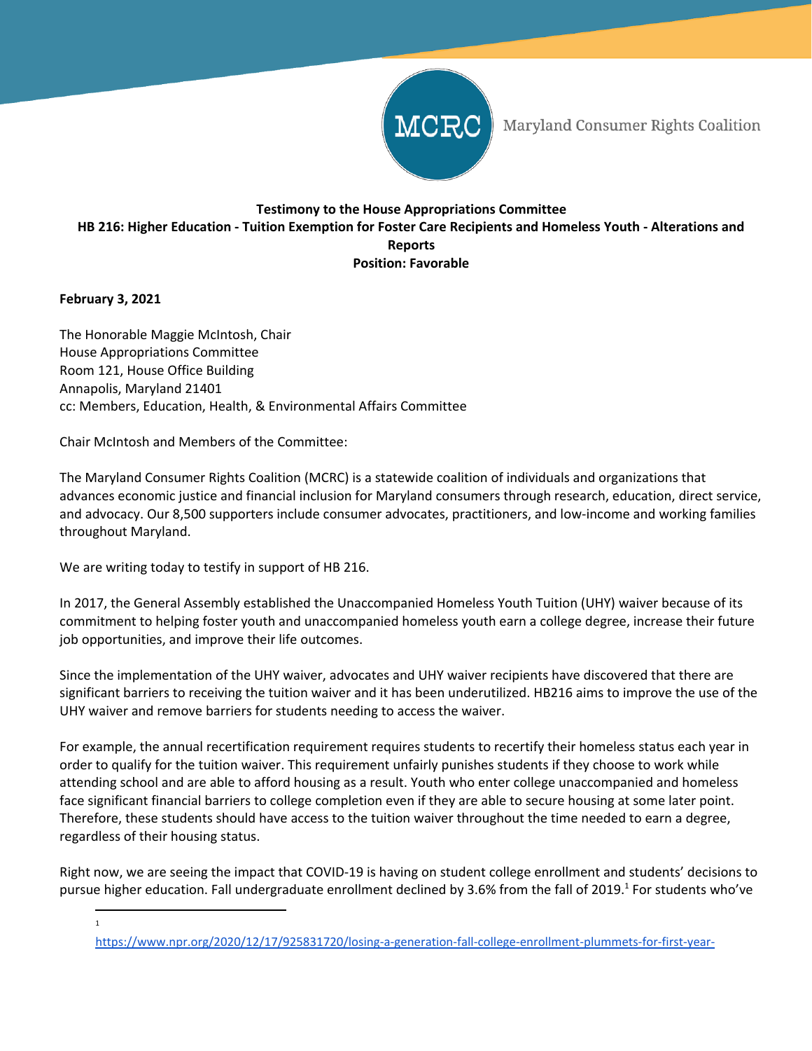Maryland Consumer Rights Coalition

**Testimony to the House Appropriations Committee**
**HB 216: Higher Education - Tuition Exemption for Foster Care Recipients and Homeless Youth - Alterations and Reports**
**Position: Favorable**

**February 3, 2021**

The Honorable Maggie McIntosh, Chair
House Appropriations Committee
Room 121, House Office Building
Annapolis, Maryland 21401
cc: Members, Education, Health, & Environmental Affairs Committee

Chair McIntosh and Members of the Committee:

The Maryland Consumer Rights Coalition (MCRC) is a statewide coalition of individuals and organizations that advances economic justice and financial inclusion for Maryland consumers through research, education, direct service, and advocacy. Our 8,500 supporters include consumer advocates, practitioners, and low-income and working families throughout Maryland.

We are writing today to testify in support of HB 216.

In 2017, the General Assembly established the Unaccompanied Homeless Youth Tuition (UHY) waiver because of its commitment to helping foster youth and unaccompanied homeless youth earn a college degree, increase their future job opportunities, and improve their life outcomes.

Since the implementation of the UHY waiver, advocates and UHY waiver recipients have discovered that there are significant barriers to receiving the tuition waiver and it has been underutilized. HB216 aims to improve the use of the UHY waiver and remove barriers for students needing to access the waiver.

For example, the annual recertification requirement requires students to recertify their homeless status each year in order to qualify for the tuition waiver. This requirement unfairly punishes students if they choose to work while attending school and are able to afford housing as a result. Youth who enter college unaccompanied and homeless face significant financial barriers to college completion even if they are able to secure housing at some later point. Therefore, these students should have access to the tuition waiver throughout the time needed to earn a degree, regardless of their housing status.

Right now, we are seeing the impact that COVID-19 is having on student college enrollment and students' decisions to pursue higher education. Fall undergraduate enrollment declined by 3.6% from the fall of 2019.[1] For students who've

[1] https://www.npr.org/2020/12/17/925831720/losing-a-generation-fall-college-enrollment-plummets-for-first-year-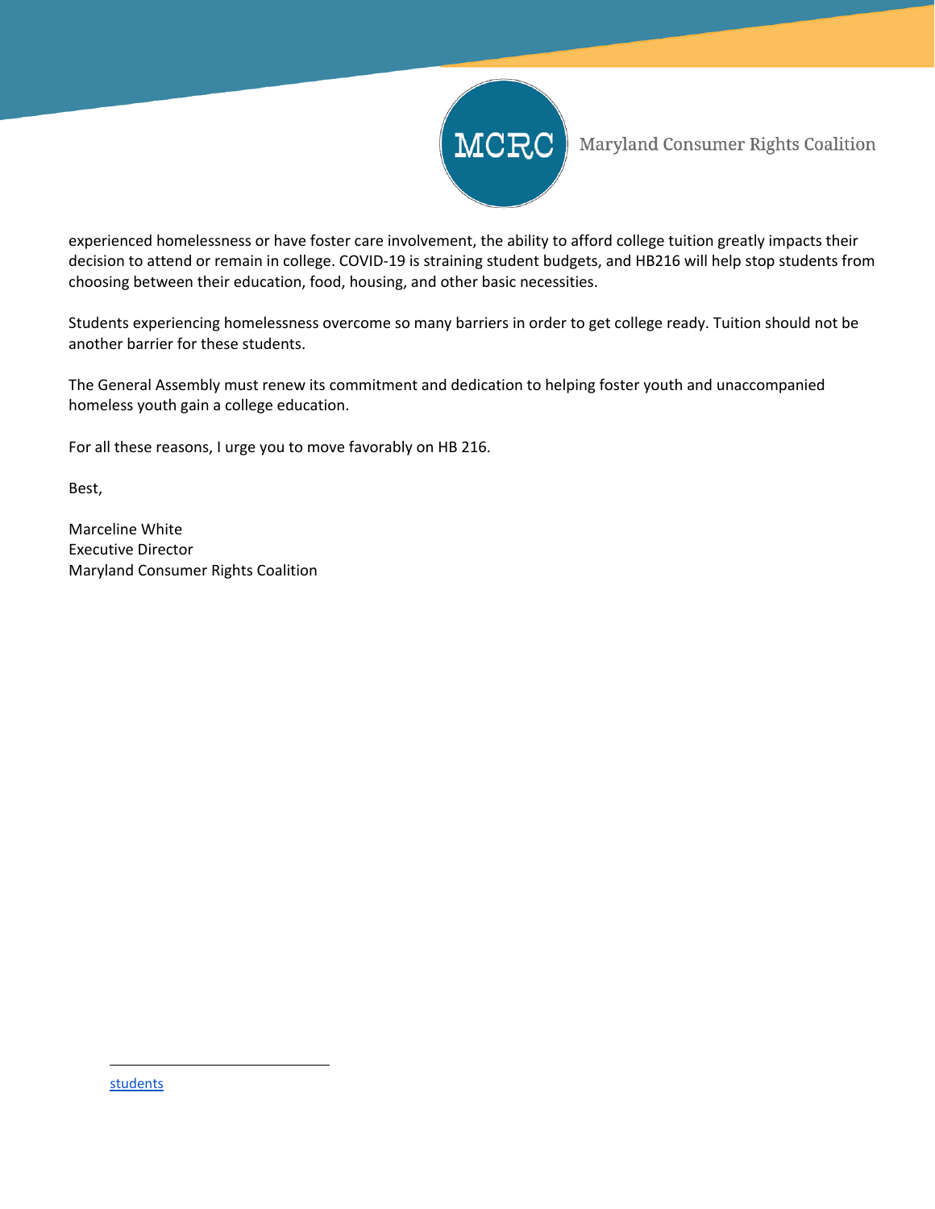experienced homelessness or have foster care involvement, the ability to afford college tuition greatly impacts their decision to attend or remain in college. COVID-19 is straining student budgets, and HB216 will help stop students from choosing between their education, food, housing, and other basic necessities.

Students experiencing homelessness overcome so many barriers in order to get college ready. Tuition should not be another barrier for these students.

The General Assembly must renew its commitment and dedication to helping foster youth and unaccompanied homeless youth gain a college education.

For all these reasons, I urge you to move favorably on HB 216.

Best,

Marceline White
Executive Director
Maryland Consumer Rights Coalition

---

students